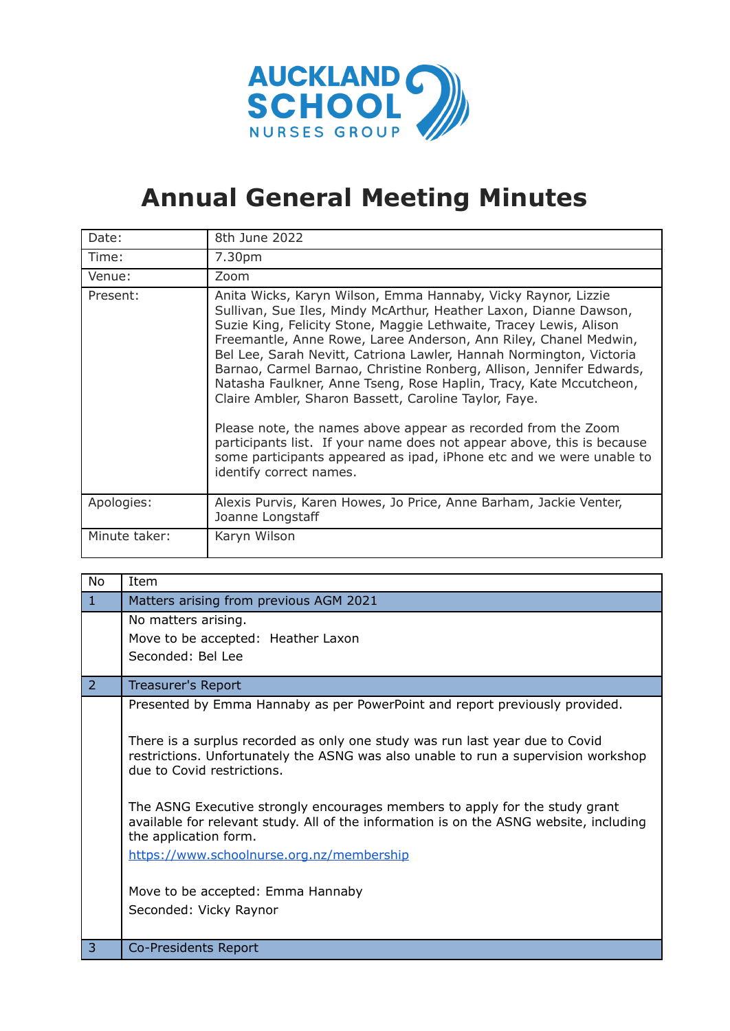AUCKLAND SCHOOL NURSES GROUP

# Annual General Meeting Minutes

| | |
|---|---|
| Date: | 8th June 2022 |
| Time: | 7.30pm |
| Venue: | Zoom |
| Present: | Anita Wicks, Karyn Wilson, Emma Hannaby, Vicky Raynor, Lizzie Sullivan, Sue Iles, Mindy McArthur, Heather Laxon, Dianne Dawson, Suzie King, Felicity Stone, Maggie Lethwaite, Tracey Lewis, Alison Freemantle, Anne Rowe, Laree Anderson, Ann Riley, Chanel Medwin, Bel Lee, Sarah Nevitt, Catriona Lawler, Hannah Normington, Victoria Barnao, Carmel Barnao, Christine Ronberg, Allison, Jennifer Edwards, Natasha Faulkner, Anne Tseng, Rose Haplin, Tracy, Kate Mccutcheon, Claire Ambler, Sharon Bassett, Caroline Taylor, Faye.<br><br>Please note, the names above appear as recorded from the Zoom participants list. If your name does not appear above, this is because some participants appeared as ipad, iPhone etc and we were unable to identify correct names. |
| Apologies: | Alexis Purvis, Karen Howes, Jo Price, Anne Barham, Jackie Venter, Joanne Longstaff |
| Minute taker: | Karyn Wilson |

| No | Item |
|---|---|
| 1 | Matters arising from previous AGM 2021 |
| | No matters arising.<br>Move to be accepted: Heather Laxon<br>Seconded: Bel Lee |
| 2 | Treasurer's Report |
| | Presented by Emma Hannaby as per PowerPoint and report previously provided.<br><br>There is a surplus recorded as only one study was run last year due to Covid restrictions. Unfortunately the ASNG was also unable to run a supervision workshop due to Covid restrictions.<br><br>The ASNG Executive strongly encourages members to apply for the study grant available for relevant study. All of the information is on the ASNG website, including the application form.<br>https://www.schoolnurse.org.nz/membership<br><br>Move to be accepted: Emma Hannaby<br>Seconded: Vicky Raynor |
| 3 | Co-Presidents Report |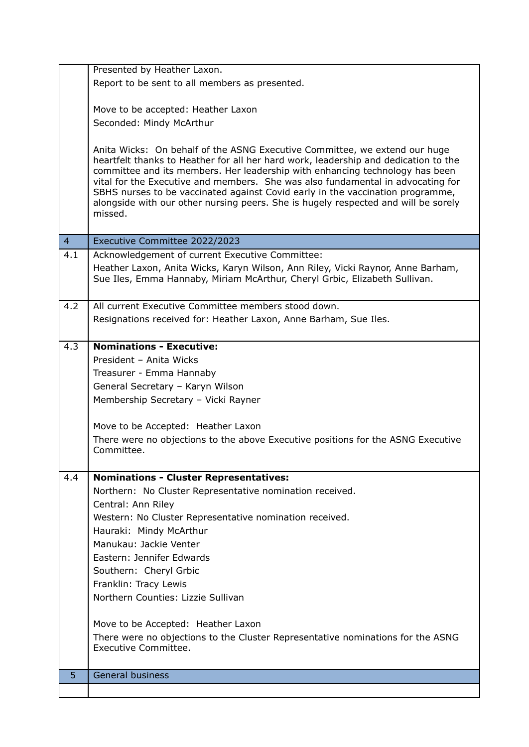|  |  |
|---|---|
|  | Presented by Heather Laxon.<br>Report to be sent to all members as presented.<br><br>Move to be accepted: Heather Laxon<br>Seconded: Mindy McArthur<br><br>Anita Wicks: On behalf of the ASNG Executive Committee, we extend our huge heartfelt thanks to Heather for all her hard work, leadership and dedication to the committee and its members. Her leadership with enhancing technology has been vital for the Executive and members. She was also fundamental in advocating for SBHS nurses to be vaccinated against Covid early in the vaccination programme, alongside with our other nursing peers. She is hugely respected and will be sorely missed. |
| 4 | Executive Committee 2022/2023 |
| 4.1 | Acknowledgement of current Executive Committee:<br>Heather Laxon, Anita Wicks, Karyn Wilson, Ann Riley, Vicki Raynor, Anne Barham, Sue Iles, Emma Hannaby, Miriam McArthur, Cheryl Grbic, Elizabeth Sullivan. |
| 4.2 | All current Executive Committee members stood down.<br>Resignations received for: Heather Laxon, Anne Barham, Sue Iles. |
| 4.3 | **Nominations - Executive:**<br>President – Anita Wicks<br>Treasurer - Emma Hannaby<br>General Secretary – Karyn Wilson<br>Membership Secretary – Vicki Rayner<br><br>Move to be Accepted: Heather Laxon<br>There were no objections to the above Executive positions for the ASNG Executive Committee. |
| 4.4 | **Nominations - Cluster Representatives:**<br>Northern: No Cluster Representative nomination received.<br>Central: Ann Riley<br>Western: No Cluster Representative nomination received.<br>Hauraki: Mindy McArthur<br>Manukau: Jackie Venter<br>Eastern: Jennifer Edwards<br>Southern: Cheryl Grbic<br>Franklin: Tracy Lewis<br>Northern Counties: Lizzie Sullivan<br><br>Move to be Accepted: Heather Laxon<br>There were no objections to the Cluster Representative nominations for the ASNG Executive Committee. |
| 5 | General business |
|  |  |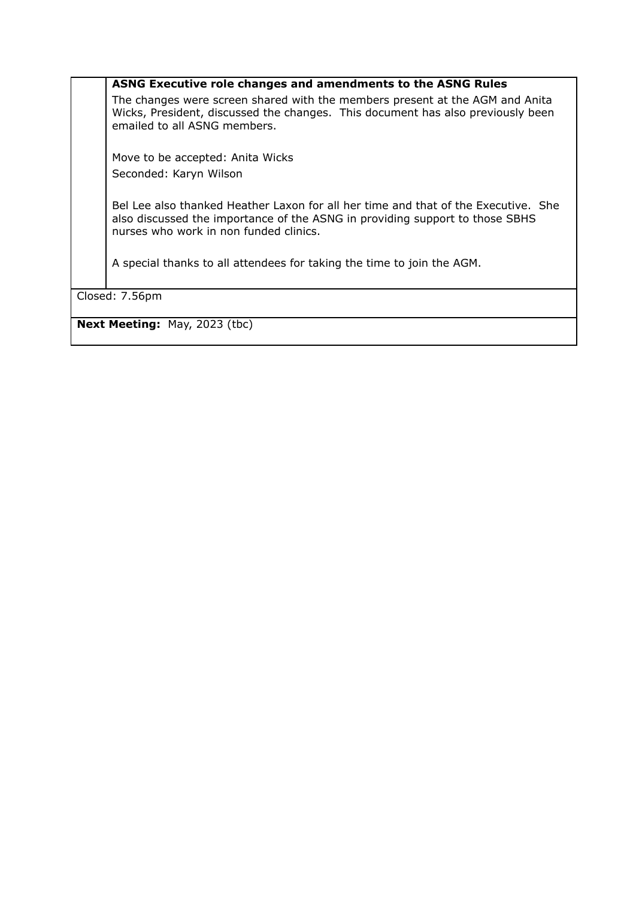| | |
|---|---|
| | **ASNG Executive role changes and amendments to the ASNG Rules**<br><br>The changes were screen shared with the members present at the AGM and Anita Wicks, President, discussed the changes. This document has also previously been emailed to all ASNG members.<br><br>Move to be accepted: Anita Wicks<br><br>Seconded: Karyn Wilson<br><br>Bel Lee also thanked Heather Laxon for all her time and that of the Executive. She also discussed the importance of the ASNG in providing support to those SBHS nurses who work in non funded clinics.<br><br>A special thanks to all attendees for taking the time to join the AGM. |
| Closed: 7.56pm | |
| **Next Meeting:** May, 2023 (tbc) | |